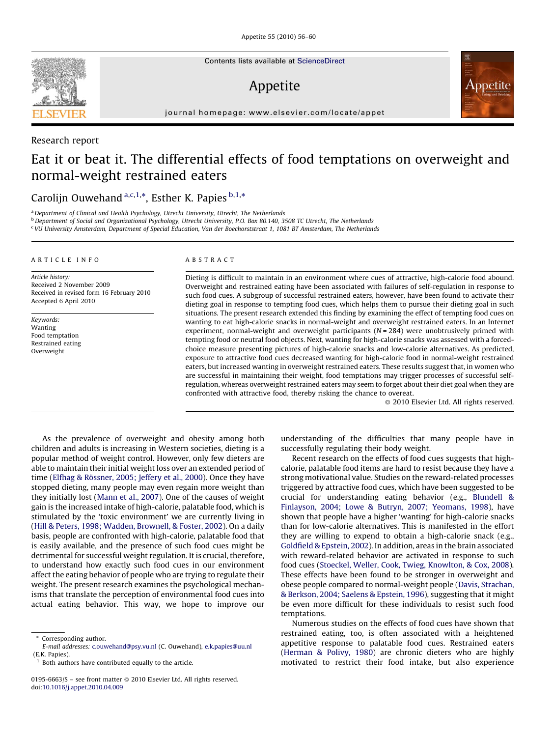Research report

# Eat it or beat it. The differential effects of food temptations on overweight and normal-weight restrained eaters

Carolijn Ouwehand [a,c,1,*], Esther K. Papies [b,1,*]

[a] Department of Clinical and Health Psychology, Utrecht University, Utrecht, The Netherlands
[b] Department of Social and Organizational Psychology, Utrecht University, P.O. Box 80.140, 3508 TC Utrecht, The Netherlands
[c] VU University Amsterdam, Department of Special Education, Van der Boechorststraat 1, 1081 BT Amsterdam, The Netherlands

## ARTICLE INFO

*Article history:*
Received 2 November 2009
Received in revised form 16 February 2010
Accepted 6 April 2010

*Keywords:*
Wanting
Food temptation
Restrained eating
Overweight

## ABSTRACT

Dieting is difficult to maintain in an environment where cues of attractive, high-calorie food abound. Overweight and restrained eating have been associated with failures of self-regulation in response to such food cues. A subgroup of successful restrained eaters, however, have been found to activate their dieting goal in response to tempting food cues, which helps them to pursue their dieting goal in such situations. The present research extended this finding by examining the effect of tempting food cues on wanting to eat high-calorie snacks in normal-weight and overweight restrained eaters. In an Internet experiment, normal-weight and overweight participants ($N = 284$) were unobtrusively primed with tempting food or neutral food objects. Next, wanting for high-calorie snacks was assessed with a forced-choice measure presenting pictures of high-calorie snacks and low-calorie alternatives. As predicted, exposure to attractive food cues decreased wanting for high-calorie food in normal-weight restrained eaters, but increased wanting in overweight restrained eaters. These results suggest that, in women who are successful in maintaining their weight, food temptations may trigger processes of successful self-regulation, whereas overweight restrained eaters may seem to forget about their diet goal when they are confronted with attractive food, thereby risking the chance to overeat.

© 2010 Elsevier Ltd. All rights reserved.

As the prevalence of overweight and obesity among both children and adults is increasing in Western societies, dieting is a popular method of weight control. However, only few dieters are able to maintain their initial weight loss over an extended period of time (Elfhag & Rössner, 2005; Jeffery et al., 2000). Once they have stopped dieting, many people may even regain more weight than they initially lost (Mann et al., 2007). One of the causes of weight gain is the increased intake of high-calorie, palatable food, which is stimulated by the 'toxic environment' we are currently living in (Hill & Peters, 1998; Wadden, Brownell, & Foster, 2002). On a daily basis, people are confronted with high-calorie, palatable food that is easily available, and the presence of such food cues might be detrimental for successful weight regulation. It is crucial, therefore, to understand how exactly such food cues in our environment affect the eating behavior of people who are trying to regulate their weight. The present research examines the psychological mechanisms that translate the perception of environmental food cues into actual eating behavior. This way, we hope to improve our understanding of the difficulties that many people have in successfully regulating their body weight.

Recent research on the effects of food cues suggests that high-calorie, palatable food items are hard to resist because they have a strong motivational value. Studies on the reward-related processes triggered by attractive food cues, which have been suggested to be crucial for understanding eating behavior (e.g., Blundell & Finlayson, 2004; Lowe & Butryn, 2007; Yeomans, 1998), have shown that people have a higher 'wanting' for high-calorie snacks than for low-calorie alternatives. This is manifested in the effort they are willing to expend to obtain a high-calorie snack (e.g., Goldfield & Epstein, 2002). In addition, areas in the brain associated with reward-related behavior are activated in response to such food cues (Stoeckel, Weller, Cook, Twieg, Knowlton, & Cox, 2008). These effects have been found to be stronger in overweight and obese people compared to normal-weight people (Davis, Strachan, & Berkson, 2004; Saelens & Epstein, 1996), suggesting that it might be even more difficult for these individuals to resist such food temptations.

Numerous studies on the effects of food cues have shown that restrained eating, too, is often associated with a heightened appetitive response to palatable food cues. Restrained eaters (Herman & Polivy, 1980) are chronic dieters who are highly motivated to restrict their food intake, but also experience

\* Corresponding author.
E-mail addresses: c.ouwehand@psy.vu.nl (C. Ouwehand), e.k.papies@uu.nl (E.K. Papies).
[1] Both authors have contributed equally to the article.

0195-6663/$ – see front matter © 2010 Elsevier Ltd. All rights reserved.
doi:10.1016/j.appet.2010.04.009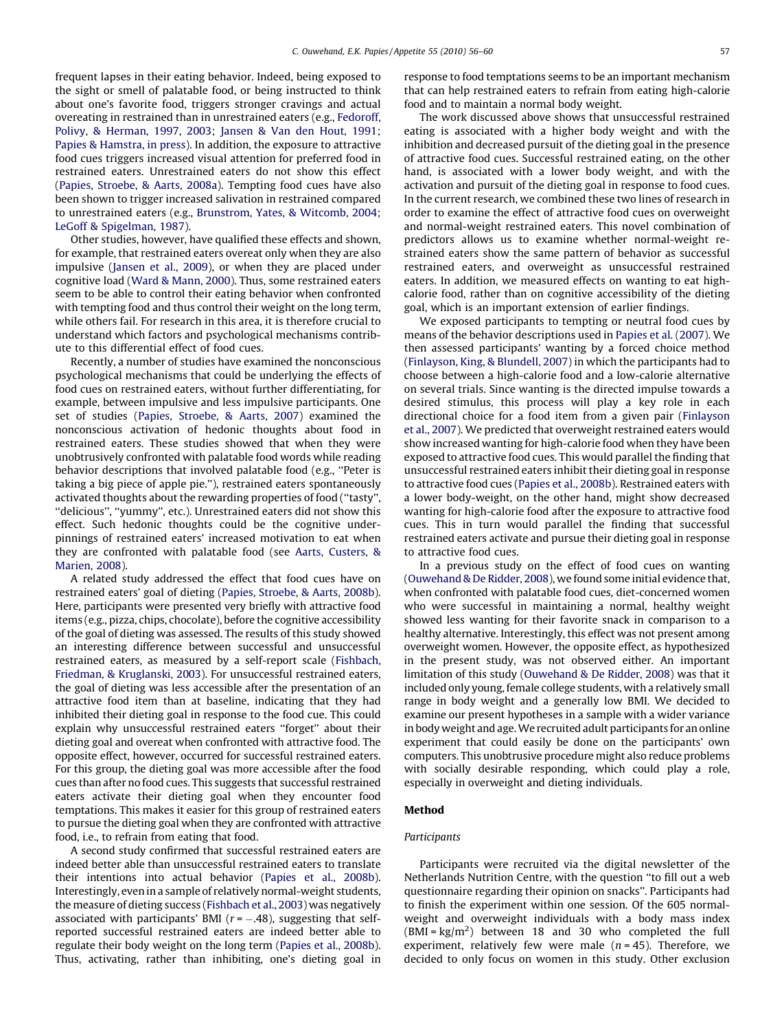frequent lapses in their eating behavior. Indeed, being exposed to the sight or smell of palatable food, or being instructed to think about one's favorite food, triggers stronger cravings and actual overeating in restrained than in unrestrained eaters (e.g., Fedoroff, Polivy, & Herman, 1997, 2003; Jansen & Van den Hout, 1991; Papies & Hamstra, in press). In addition, the exposure to attractive food cues triggers increased visual attention for preferred food in restrained eaters. Unrestrained eaters do not show this effect (Papies, Stroebe, & Aarts, 2008a). Tempting food cues have also been shown to trigger increased salivation in restrained compared to unrestrained eaters (e.g., Brunstrom, Yates, & Witcomb, 2004; LeGoff & Spigelman, 1987).

Other studies, however, have qualified these effects and shown, for example, that restrained eaters overeat only when they are also impulsive (Jansen et al., 2009), or when they are placed under cognitive load (Ward & Mann, 2000). Thus, some restrained eaters seem to be able to control their eating behavior when confronted with tempting food and thus control their weight on the long term, while others fail. For research in this area, it is therefore crucial to understand which factors and psychological mechanisms contribute to this differential effect of food cues.

Recently, a number of studies have examined the nonconscious psychological mechanisms that could be underlying the effects of food cues on restrained eaters, without further differentiating, for example, between impulsive and less impulsive participants. One set of studies (Papies, Stroebe, & Aarts, 2007) examined the nonconscious activation of hedonic thoughts about food in restrained eaters. These studies showed that when they were unobtrusively confronted with palatable food words while reading behavior descriptions that involved palatable food (e.g., "Peter is taking a big piece of apple pie."), restrained eaters spontaneously activated thoughts about the rewarding properties of food ("tasty", "delicious", "yummy", etc.). Unrestrained eaters did not show this effect. Such hedonic thoughts could be the cognitive underpinnings of restrained eaters' increased motivation to eat when they are confronted with palatable food (see Aarts, Custers, & Marien, 2008).

A related study addressed the effect that food cues have on restrained eaters' goal of dieting (Papies, Stroebe, & Aarts, 2008b). Here, participants were presented very briefly with attractive food items (e.g., pizza, chips, chocolate), before the cognitive accessibility of the goal of dieting was assessed. The results of this study showed an interesting difference between successful and unsuccessful restrained eaters, as measured by a self-report scale (Fishbach, Friedman, & Kruglanski, 2003). For unsuccessful restrained eaters, the goal of dieting was less accessible after the presentation of an attractive food item than at baseline, indicating that they had inhibited their dieting goal in response to the food cue. This could explain why unsuccessful restrained eaters "forget" about their dieting goal and overeat when confronted with attractive food. The opposite effect, however, occurred for successful restrained eaters. For this group, the dieting goal was more accessible after the food cues than after no food cues. This suggests that successful restrained eaters activate their dieting goal when they encounter food temptations. This makes it easier for this group of restrained eaters to pursue the dieting goal when they are confronted with attractive food, i.e., to refrain from eating that food.

A second study confirmed that successful restrained eaters are indeed better able than unsuccessful restrained eaters to translate their intentions into actual behavior (Papies et al., 2008b). Interestingly, even in a sample of relatively normal-weight students, the measure of dieting success (Fishbach et al., 2003) was negatively associated with participants' BMI ($r = -.48$), suggesting that self-reported successful restrained eaters are indeed better able to regulate their body weight on the long term (Papies et al., 2008b). Thus, activating, rather than inhibiting, one's dieting goal in response to food temptations seems to be an important mechanism that can help restrained eaters to refrain from eating high-calorie food and to maintain a normal body weight.

The work discussed above shows that unsuccessful restrained eating is associated with a higher body weight and with the inhibition and decreased pursuit of the dieting goal in the presence of attractive food cues. Successful restrained eating, on the other hand, is associated with a lower body weight, and with the activation and pursuit of the dieting goal in response to food cues. In the current research, we combined these two lines of research in order to examine the effect of attractive food cues on overweight and normal-weight restrained eaters. This novel combination of predictors allows us to examine whether normal-weight restrained eaters show the same pattern of behavior as successful restrained eaters, and overweight as unsuccessful restrained eaters. In addition, we measured effects on wanting to eat high-calorie food, rather than on cognitive accessibility of the dieting goal, which is an important extension of earlier findings.

We exposed participants to tempting or neutral food cues by means of the behavior descriptions used in Papies et al. (2007). We then assessed participants' wanting by a forced choice method (Finlayson, King, & Blundell, 2007) in which the participants had to choose between a high-calorie food and a low-calorie alternative on several trials. Since wanting is the directed impulse towards a desired stimulus, this process will play a key role in each directional choice for a food item from a given pair (Finlayson et al., 2007). We predicted that overweight restrained eaters would show increased wanting for high-calorie food when they have been exposed to attractive food cues. This would parallel the finding that unsuccessful restrained eaters inhibit their dieting goal in response to attractive food cues (Papies et al., 2008b). Restrained eaters with a lower body-weight, on the other hand, might show decreased wanting for high-calorie food after the exposure to attractive food cues. This in turn would parallel the finding that successful restrained eaters activate and pursue their dieting goal in response to attractive food cues.

In a previous study on the effect of food cues on wanting (Ouwehand & De Ridder, 2008), we found some initial evidence that, when confronted with palatable food cues, diet-concerned women who were successful in maintaining a normal, healthy weight showed less wanting for their favorite snack in comparison to a healthy alternative. Interestingly, this effect was not present among overweight women. However, the opposite effect, as hypothesized in the present study, was not observed either. An important limitation of this study (Ouwehand & De Ridder, 2008) was that it included only young, female college students, with a relatively small range in body weight and a generally low BMI. We decided to examine our present hypotheses in a sample with a wider variance in body weight and age. We recruited adult participants for an online experiment that could easily be done on the participants' own computers. This unobtrusive procedure might also reduce problems with socially desirable responding, which could play a role, especially in overweight and dieting individuals.

## Method

### Participants

Participants were recruited via the digital newsletter of the Netherlands Nutrition Centre, with the question "to fill out a web questionnaire regarding their opinion on snacks". Participants had to finish the experiment within one session. Of the 605 normal-weight and overweight individuals with a body mass index ($BMI = kg/m^2$) between 18 and 30 who completed the full experiment, relatively few were male ($n = 45$). Therefore, we decided to only focus on women in this study. Other exclusion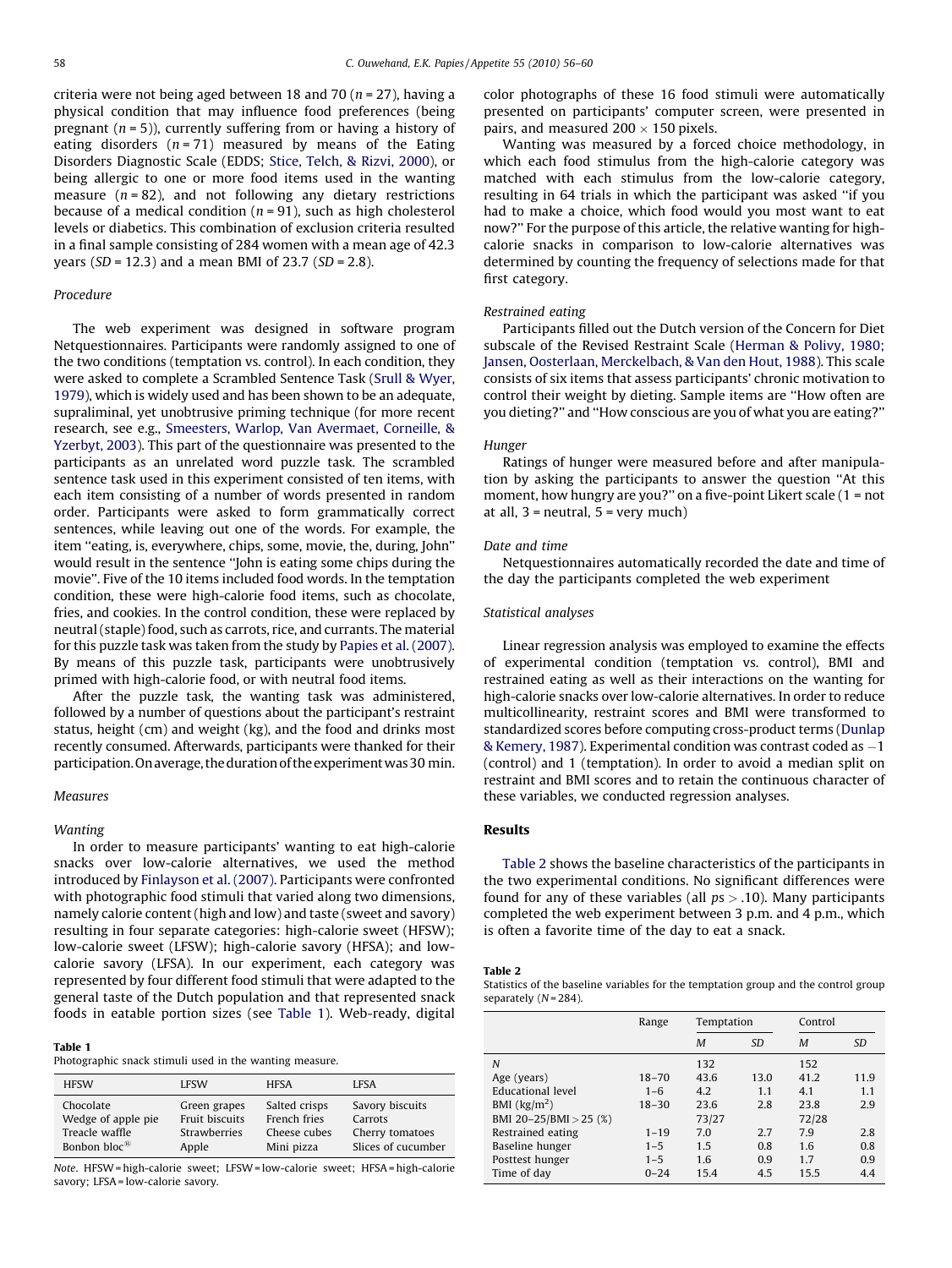criteria were not being aged between 18 and 70 ($n = 27$), having a physical condition that may influence food preferences (being pregnant ($n = 5$)), currently suffering from or having a history of eating disorders ($n = 71$) measured by means of the Eating Disorders Diagnostic Scale (EDDS; Stice, Telch, & Rizvi, 2000), or being allergic to one or more food items used in the wanting measure ($n = 82$), and not following any dietary restrictions because of a medical condition ($n = 91$), such as high cholesterol levels or diabetics. This combination of exclusion criteria resulted in a final sample consisting of 284 women with a mean age of 42.3 years ($SD = 12.3$) and a mean BMI of 23.7 ($SD = 2.8$).

### Procedure

The web experiment was designed in software program Netquestionnaires. Participants were randomly assigned to one of the two conditions (temptation vs. control). In each condition, they were asked to complete a Scrambled Sentence Task (Srull & Wyer, 1979), which is widely used and has been shown to be an adequate, supraliminal, yet unobtrusive priming technique (for more recent research, see e.g., Smeesters, Warlop, Van Avermaet, Corneille, & Yzerbyt, 2003). This part of the questionnaire was presented to the participants as an unrelated word puzzle task. The scrambled sentence task used in this experiment consisted of ten items, with each item consisting of a number of words presented in random order. Participants were asked to form grammatically correct sentences, while leaving out one of the words. For example, the item "eating, is, everywhere, chips, some, movie, the, during, John" would result in the sentence "John is eating some chips during the movie". Five of the 10 items included food words. In the temptation condition, these were high-calorie food items, such as chocolate, fries, and cookies. In the control condition, these were replaced by neutral (staple) food, such as carrots, rice, and currants. The material for this puzzle task was taken from the study by Papies et al. (2007). By means of this puzzle task, participants were unobtrusively primed with high-calorie food, or with neutral food items.

After the puzzle task, the wanting task was administered, followed by a number of questions about the participant's restraint status, height (cm) and weight (kg), and the food and drinks most recently consumed. Afterwards, participants were thanked for their participation. On average, the duration of the experiment was 30 min.

### Measures

#### Wanting

In order to measure participants' wanting to eat high-calorie snacks over low-calorie alternatives, we used the method introduced by Finlayson et al. (2007). Participants were confronted with photographic food stimuli that varied along two dimensions, namely calorie content (high and low) and taste (sweet and savory) resulting in four separate categories: high-calorie sweet (HFSW); low-calorie sweet (LFSW); high-calorie savory (HFSA); and low-calorie savory (LFSA). In our experiment, each category was represented by four different food stimuli that were adapted to the general taste of the Dutch population and that represented snack foods in eatable portion sizes (see Table 1). Web-ready, digital color photographs of these 16 food stimuli were automatically presented on participants' computer screen, were presented in pairs, and measured 200 × 150 pixels.

**Table 1**
Photographic snack stimuli used in the wanting measure.

| HFSW | LFSW | HFSA | LFSA |
|---|---|---|---|
| Chocolate | Green grapes | Salted crisps | Savory biscuits |
| Wedge of apple pie | Fruit biscuits | French fries | Carrots |
| Treacle waffle | Strawberries | Cheese cubes | Cherry tomatoes |
| Bonbon bloc® | Apple | Mini pizza | Slices of cucumber |

*Note*. HFSW = high-calorie sweet; LFSW = low-calorie sweet; HFSA = high-calorie savory; LFSA = low-calorie savory.

Wanting was measured by a forced choice methodology, in which each food stimulus from the high-calorie category was matched with each stimulus from the low-calorie category, resulting in 64 trials in which the participant was asked "if you had to make a choice, which food would you most want to eat now?" For the purpose of this article, the relative wanting for high-calorie snacks in comparison to low-calorie alternatives was determined by counting the frequency of selections made for that first category.

#### Restrained eating

Participants filled out the Dutch version of the Concern for Diet subscale of the Revised Restraint Scale (Herman & Polivy, 1980; Jansen, Oosterlaan, Merckelbach, & Van den Hout, 1988). This scale consists of six items that assess participants' chronic motivation to control their weight by dieting. Sample items are "How often are you dieting?" and "How conscious are you of what you are eating?"

#### Hunger

Ratings of hunger were measured before and after manipulation by asking the participants to answer the question "At this moment, how hungry are you?" on a five-point Likert scale (1 = not at all, 3 = neutral, 5 = very much)

#### Date and time

Netquestionnaires automatically recorded the date and time of the day the participants completed the web experiment

### Statistical analyses

Linear regression analysis was employed to examine the effects of experimental condition (temptation vs. control), BMI and restrained eating as well as their interactions on the wanting for high-calorie snacks over low-calorie alternatives. In order to reduce multicollinearity, restraint scores and BMI were transformed to standardized scores before computing cross-product terms (Dunlap & Kemery, 1987). Experimental condition was contrast coded as −1 (control) and 1 (temptation). In order to avoid a median split on restraint and BMI scores and to retain the continuous character of these variables, we conducted regression analyses.

## Results

Table 2 shows the baseline characteristics of the participants in the two experimental conditions. No significant differences were found for any of these variables (all $ps > .10$). Many participants completed the web experiment between 3 p.m. and 4 p.m., which is often a favorite time of the day to eat a snack.

**Table 2**
Statistics of the baseline variables for the temptation group and the control group separately ($N = 284$).

| | Range | Temptation | | Control | |
|---|---|---|---|---|---|
| | | *M* | *SD* | *M* | *SD* |
| *N* | | 132 | | 152 | |
| Age (years) | 18–70 | 43.6 | 13.0 | 41.2 | 11.9 |
| Educational level | 1–6 | 4.2 | 1.1 | 4.1 | 1.1 |
| BMI (kg/m$^2$) | 18–30 | 23.6 | 2.8 | 23.8 | 2.9 |
| BMI 20–25/BMI > 25 (%) | | 73/27 | | 72/28 | |
| Restrained eating | 1–19 | 7.0 | 2.7 | 7.9 | 2.8 |
| Baseline hunger | 1–5 | 1.5 | 0.8 | 1.6 | 0.8 |
| Posttest hunger | 1–5 | 1.6 | 0.9 | 1.7 | 0.9 |
| Time of day | 0–24 | 15.4 | 4.5 | 15.5 | 4.4 |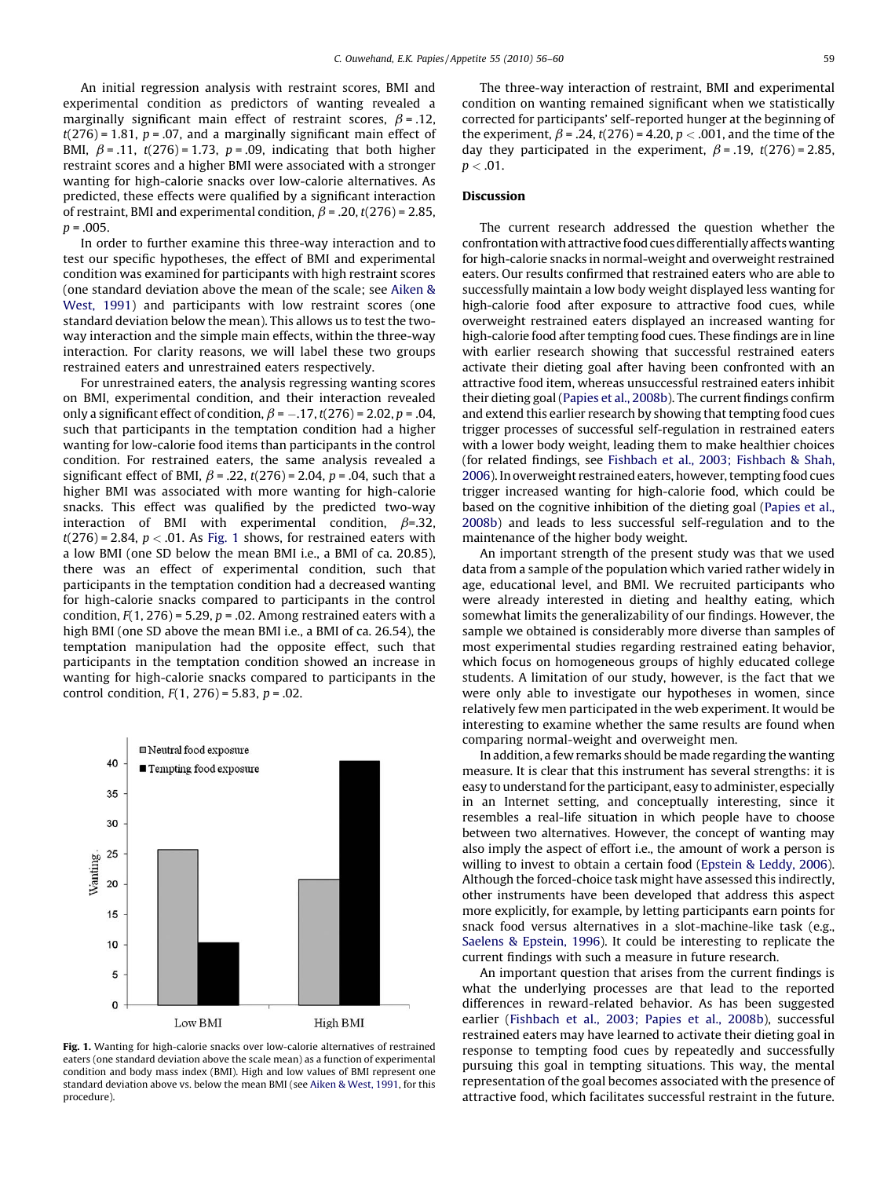An initial regression analysis with restraint scores, BMI and experimental condition as predictors of wanting revealed a marginally significant main effect of restraint scores, $\beta = .12$, $t(276) = 1.81$, $p = .07$, and a marginally significant main effect of BMI, $\beta = .11$, $t(276) = 1.73$, $p = .09$, indicating that both higher restraint scores and a higher BMI were associated with a stronger wanting for high-calorie snacks over low-calorie alternatives. As predicted, these effects were qualified by a significant interaction of restraint, BMI and experimental condition, $\beta = .20$, $t(276) = 2.85$, $p = .005$.

In order to further examine this three-way interaction and to test our specific hypotheses, the effect of BMI and experimental condition was examined for participants with high restraint scores (one standard deviation above the mean of the scale; see Aiken & West, 1991) and participants with low restraint scores (one standard deviation below the mean). This allows us to test the two-way interaction and the simple main effects, within the three-way interaction. For clarity reasons, we will label these two groups restrained eaters and unrestrained eaters respectively.

For unrestrained eaters, the analysis regressing wanting scores on BMI, experimental condition, and their interaction revealed only a significant effect of condition, $\beta = -.17$, $t(276) = 2.02$, $p = .04$, such that participants in the temptation condition had a higher wanting for low-calorie food items than participants in the control condition. For restrained eaters, the same analysis revealed a significant effect of BMI, $\beta = .22$, $t(276) = 2.04$, $p = .04$, such that a higher BMI was associated with more wanting for high-calorie snacks. This effect was qualified by the predicted two-way interaction of BMI with experimental condition, $\beta = .32$, $t(276) = 2.84$, $p < .01$. As Fig. 1 shows, for restrained eaters with a low BMI (one SD below the mean BMI i.e., a BMI of ca. 20.85), there was an effect of experimental condition, such that participants in the temptation condition had a decreased wanting for high-calorie snacks compared to participants in the control condition, $F(1, 276) = 5.29$, $p = .02$. Among restrained eaters with a high BMI (one SD above the mean BMI i.e., a BMI of ca. 26.54), the temptation manipulation had the opposite effect, such that participants in the temptation condition showed an increase in wanting for high-calorie snacks compared to participants in the control condition, $F(1, 276) = 5.83$, $p = .02$.

**Fig. 1.** Wanting for high-calorie snacks over low-calorie alternatives of restrained eaters (one standard deviation above the scale mean) as a function of experimental condition and body mass index (BMI). High and low values of BMI represent one standard deviation above vs. below the mean BMI (see Aiken & West, 1991, for this procedure).

The three-way interaction of restraint, BMI and experimental condition on wanting remained significant when we statistically corrected for participants' self-reported hunger at the beginning of the experiment, $\beta = .24$, $t(276) = 4.20$, $p < .001$, and the time of the day they participated in the experiment, $\beta = .19$, $t(276) = 2.85$, $p < .01$.

## Discussion

The current research addressed the question whether the confrontation with attractive food cues differentially affects wanting for high-calorie snacks in normal-weight and overweight restrained eaters. Our results confirmed that restrained eaters who are able to successfully maintain a low body weight displayed less wanting for high-calorie food after exposure to attractive food cues, while overweight restrained eaters displayed an increased wanting for high-calorie food after tempting food cues. These findings are in line with earlier research showing that successful restrained eaters activate their dieting goal after having been confronted with an attractive food item, whereas unsuccessful restrained eaters inhibit their dieting goal (Papies et al., 2008b). The current findings confirm and extend this earlier research by showing that tempting food cues trigger processes of successful self-regulation in restrained eaters with a lower body weight, leading them to make healthier choices (for related findings, see Fishbach et al., 2003; Fishbach & Shah, 2006). In overweight restrained eaters, however, tempting food cues trigger increased wanting for high-calorie food, which could be based on the cognitive inhibition of the dieting goal (Papies et al., 2008b) and leads to less successful self-regulation and to the maintenance of the higher body weight.

An important strength of the present study was that we used data from a sample of the population which varied rather widely in age, educational level, and BMI. We recruited participants who were already interested in dieting and healthy eating, which somewhat limits the generalizability of our findings. However, the sample we obtained is considerably more diverse than samples of most experimental studies regarding restrained eating behavior, which focus on homogeneous groups of highly educated college students. A limitation of our study, however, is the fact that we were only able to investigate our hypotheses in women, since relatively few men participated in the web experiment. It would be interesting to examine whether the same results are found when comparing normal-weight and overweight men.

In addition, a few remarks should be made regarding the wanting measure. It is clear that this instrument has several strengths: it is easy to understand for the participant, easy to administer, especially in an Internet setting, and conceptually interesting, since it resembles a real-life situation in which people have to choose between two alternatives. However, the concept of wanting may also imply the aspect of effort i.e., the amount of work a person is willing to invest to obtain a certain food (Epstein & Leddy, 2006). Although the forced-choice task might have assessed this indirectly, other instruments have been developed that address this aspect more explicitly, for example, by letting participants earn points for snack food versus alternatives in a slot-machine-like task (e.g., Saelens & Epstein, 1996). It could be interesting to replicate the current findings with such a measure in future research.

An important question that arises from the current findings is what the underlying processes are that lead to the reported differences in reward-related behavior. As has been suggested earlier (Fishbach et al., 2003; Papies et al., 2008b), successful restrained eaters may have learned to activate their dieting goal in response to tempting food cues by repeatedly and successfully pursuing this goal in tempting situations. This way, the mental representation of the goal becomes associated with the presence of attractive food, which facilitates successful restraint in the future.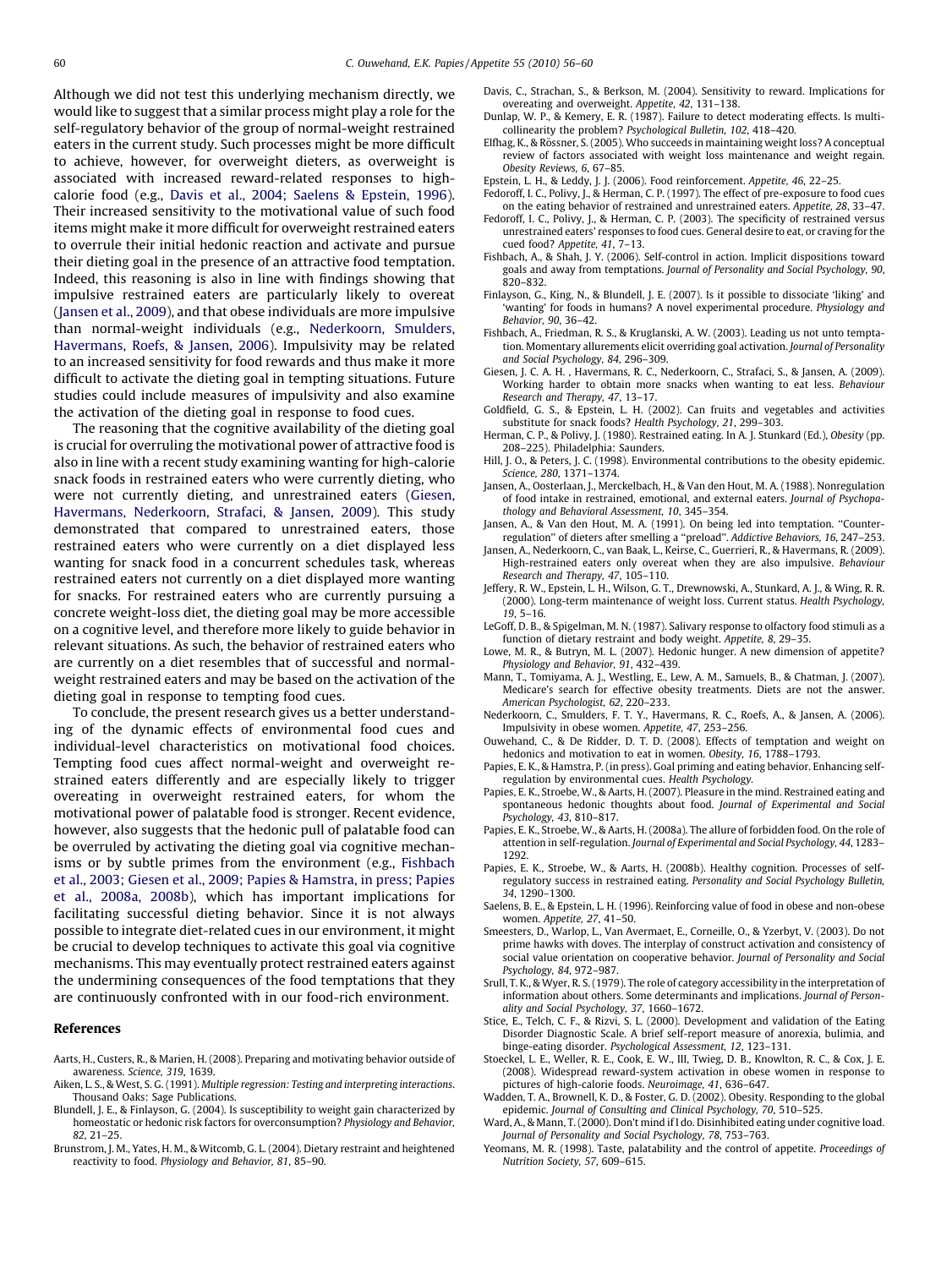Although we did not test this underlying mechanism directly, we would like to suggest that a similar process might play a role for the self-regulatory behavior of the group of normal-weight restrained eaters in the current study. Such processes might be more difficult to achieve, however, for overweight dieters, as overweight is associated with increased reward-related responses to high-calorie food (e.g., Davis et al., 2004; Saelens & Epstein, 1996). Their increased sensitivity to the motivational value of such food items might make it more difficult for overweight restrained eaters to overrule their initial hedonic reaction and activate and pursue their dieting goal in the presence of an attractive food temptation. Indeed, this reasoning is also in line with findings showing that impulsive restrained eaters are particularly likely to overeat (Jansen et al., 2009), and that obese individuals are more impulsive than normal-weight individuals (e.g., Nederkoorn, Smulders, Havermans, Roefs, & Jansen, 2006). Impulsivity may be related to an increased sensitivity for food rewards and thus make it more difficult to activate the dieting goal in tempting situations. Future studies could include measures of impulsivity and also examine the activation of the dieting goal in response to food cues.

The reasoning that the cognitive availability of the dieting goal is crucial for overruling the motivational power of attractive food is also in line with a recent study examining wanting for high-calorie snack foods in restrained eaters who were currently dieting, who were not currently dieting, and unrestrained eaters (Giesen, Havermans, Nederkoorn, Strafaci, & Jansen, 2009). This study demonstrated that compared to unrestrained eaters, those restrained eaters who were currently on a diet displayed less wanting for snack food in a concurrent schedules task, whereas restrained eaters not currently on a diet displayed more wanting for snacks. For restrained eaters who are currently pursuing a concrete weight-loss diet, the dieting goal may be more accessible on a cognitive level, and therefore more likely to guide behavior in relevant situations. As such, the behavior of restrained eaters who are currently on a diet resembles that of successful and normal-weight restrained eaters and may be based on the activation of the dieting goal in response to tempting food cues.

To conclude, the present research gives us a better understanding of the dynamic effects of environmental food cues and individual-level characteristics on motivational food choices. Tempting food cues affect normal-weight and overweight restrained eaters differently and are especially likely to trigger overeating in overweight restrained eaters, for whom the motivational power of palatable food is stronger. Recent evidence, however, also suggests that the hedonic pull of palatable food can be overruled by activating the dieting goal via cognitive mechanisms or by subtle primes from the environment (e.g., Fishbach et al., 2003; Giesen et al., 2009; Papies & Hamstra, in press; Papies et al., 2008a, 2008b), which has important implications for facilitating successful dieting behavior. Since it is not always possible to integrate diet-related cues in our environment, it might be crucial to develop techniques to activate this goal via cognitive mechanisms. This may eventually protect restrained eaters against the undermining consequences of the food temptations that they are continuously confronted with in our food-rich environment.

## References

Aarts, H., Custers, R., & Marien, H. (2008). Preparing and motivating behavior outside of awareness. *Science, 319*, 1639.

Aiken, L. S., & West, S. G. (1991). *Multiple regression: Testing and interpreting interactions*. Thousand Oaks: Sage Publications.

Blundell, J. E., & Finlayson, G. (2004). Is susceptibility to weight gain characterized by homeostatic or hedonic risk factors for overconsumption? *Physiology and Behavior, 82*, 21–25.

Brunstrom, J. M., Yates, H. M., & Witcomb, G. L. (2004). Dietary restraint and heightened reactivity to food. *Physiology and Behavior, 81*, 85–90.

Davis, C., Strachan, S., & Berkson, M. (2004). Sensitivity to reward. Implications for overeating and overweight. *Appetite, 42*, 131–138.

Dunlap, W. P., & Kemery, E. R. (1987). Failure to detect moderating effects. Is multicollinearity the problem? *Psychological Bulletin, 102*, 418–420.

Elfhag, K., & Rössner, S. (2005). Who succeeds in maintaining weight loss? A conceptual review of factors associated with weight loss maintenance and weight regain. *Obesity Reviews, 6*, 67–85.

Epstein, L. H., & Leddy, J. J. (2006). Food reinforcement. *Appetite, 46*, 22–25.

Fedoroff, I. C., Polivy, J., & Herman, C. P. (1997). The effect of pre-exposure to food cues on the eating behavior of restrained and unrestrained eaters. *Appetite, 28*, 33–47.

Fedoroff, I. C., Polivy, J., & Herman, C. P. (2003). The specificity of restrained versus unrestrained eaters' responses to food cues. General desire to eat, or craving for the cued food? *Appetite, 41*, 7–13.

Fishbach, A., & Shah, J. Y. (2006). Self-control in action. Implicit dispositions toward goals and away from temptations. *Journal of Personality and Social Psychology, 90*, 820–832.

Finlayson, G., King, N., & Blundell, J. E. (2007). Is it possible to dissociate 'liking' and 'wanting' for foods in humans? A novel experimental procedure. *Physiology and Behavior, 90*, 36–42.

Fishbach, A., Friedman, R. S., & Kruglanski, A. W. (2003). Leading us not unto temptation. Momentary allurements elicit overriding goal activation. *Journal of Personality and Social Psychology, 84*, 296–309.

Giesen, J. C. A. H. , Havermans, R. C., Nederkoorn, C., Strafaci, S., & Jansen, A. (2009). Working harder to obtain more snacks when wanting to eat less. *Behaviour Research and Therapy, 47*, 13–17.

Goldfield, G. S., & Epstein, L. H. (2002). Can fruits and vegetables and activities substitute for snack foods? *Health Psychology, 21*, 299–303.

Herman, C. P., & Polivy, J. (1980). Restrained eating. In A. J. Stunkard (Ed.), *Obesity* (pp. 208–225). Philadelphia: Saunders.

Hill, J. O., & Peters, J. C. (1998). Environmental contributions to the obesity epidemic. *Science, 280*, 1371–1374.

Jansen, A., Oosterlaan, J., Merckelbach, H., & Van den Hout, M. A. (1988). Nonregulation of food intake in restrained, emotional, and external eaters. *Journal of Psychopathology and Behavioral Assessment, 10*, 345–354.

Jansen, A., & Van den Hout, M. A. (1991). On being led into temptation. "Counterregulation" of dieters after smelling a "preload". *Addictive Behaviors, 16*, 247–253.

Jansen, A., Nederkoorn, C., van Baak, L., Keirse, C., Guerrieri, R., & Havermans, R. (2009). High-restrained eaters only overeat when they are also impulsive. *Behaviour Research and Therapy, 47*, 105–110.

Jeffery, R. W., Epstein, L. H., Wilson, G. T., Drewnowski, A., Stunkard, A. J., & Wing, R. R. (2000). Long-term maintenance of weight loss. Current status. *Health Psychology, 19*, 5–16.

LeGoff, D. B., & Spigelman, M. N. (1987). Salivary response to olfactory food stimuli as a function of dietary restraint and body weight. *Appetite, 8*, 29–35.

Lowe, M. R., & Butryn, M. L. (2007). Hedonic hunger. A new dimension of appetite? *Physiology and Behavior, 91*, 432–439.

Mann, T., Tomiyama, A. J., Westling, E., Lew, A. M., Samuels, B., & Chatman, J. (2007). Medicare's search for effective obesity treatments. Diets are not the answer. *American Psychologist, 62*, 220–233.

Nederkoorn, C., Smulders, F. T. Y., Havermans, R. C., Roefs, A., & Jansen, A. (2006). Impulsivity in obese women. *Appetite, 47*, 253–256.

Ouwehand, C., & De Ridder, D. T. D. (2008). Effects of temptation and weight on hedonics and motivation to eat in women. *Obesity, 16*, 1788–1793.

Papies, E. K., & Hamstra, P. (in press). Goal priming and eating behavior. Enhancing self-regulation by environmental cues. *Health Psychology*.

Papies, E. K., Stroebe, W., & Aarts, H. (2007). Pleasure in the mind. Restrained eating and spontaneous hedonic thoughts about food. *Journal of Experimental and Social Psychology, 43*, 810–817.

Papies, E. K., Stroebe, W., & Aarts, H. (2008a). The allure of forbidden food. On the role of attention in self-regulation. *Journal of Experimental and Social Psychology, 44*, 1283–1292.

Papies, E. K., Stroebe, W., & Aarts, H. (2008b). Healthy cognition. Processes of self-regulatory success in restrained eating. *Personality and Social Psychology Bulletin, 34*, 1290–1300.

Saelens, B. E., & Epstein, L. H. (1996). Reinforcing value of food in obese and non-obese women. *Appetite, 27*, 41–50.

Smeesters, D., Warlop, L., Van Avermaet, E., Corneille, O., & Yzerbyt, V. (2003). Do not prime hawks with doves. The interplay of construct activation and consistency of social value orientation on cooperative behavior. *Journal of Personality and Social Psychology, 84*, 972–987.

Srull, T. K., & Wyer, R. S. (1979). The role of category accessibility in the interpretation of information about others. Some determinants and implications. *Journal of Personality and Social Psychology, 37*, 1660–1672.

Stice, E., Telch, C. F., & Rizvi, S. L. (2000). Development and validation of the Eating Disorder Diagnostic Scale. A brief self-report measure of anorexia, bulimia, and binge-eating disorder. *Psychological Assessment, 12*, 123–131.

Stoeckel, L. E., Weller, R. E., Cook, E. W., III, Twieg, D. B., Knowlton, R. C., & Cox, J. E. (2008). Widespread reward-system activation in obese women in response to pictures of high-calorie foods. *Neuroimage, 41*, 636–647.

Wadden, T. A., Brownell, K. D., & Foster, G. D. (2002). Obesity. Responding to the global epidemic. *Journal of Consulting and Clinical Psychology, 70*, 510–525.

Ward, A., & Mann, T. (2000). Don't mind if I do. Disinhibited eating under cognitive load. *Journal of Personality and Social Psychology, 78*, 753–763.

Yeomans, M. R. (1998). Taste, palatability and the control of appetite. *Proceedings of Nutrition Society, 57*, 609–615.